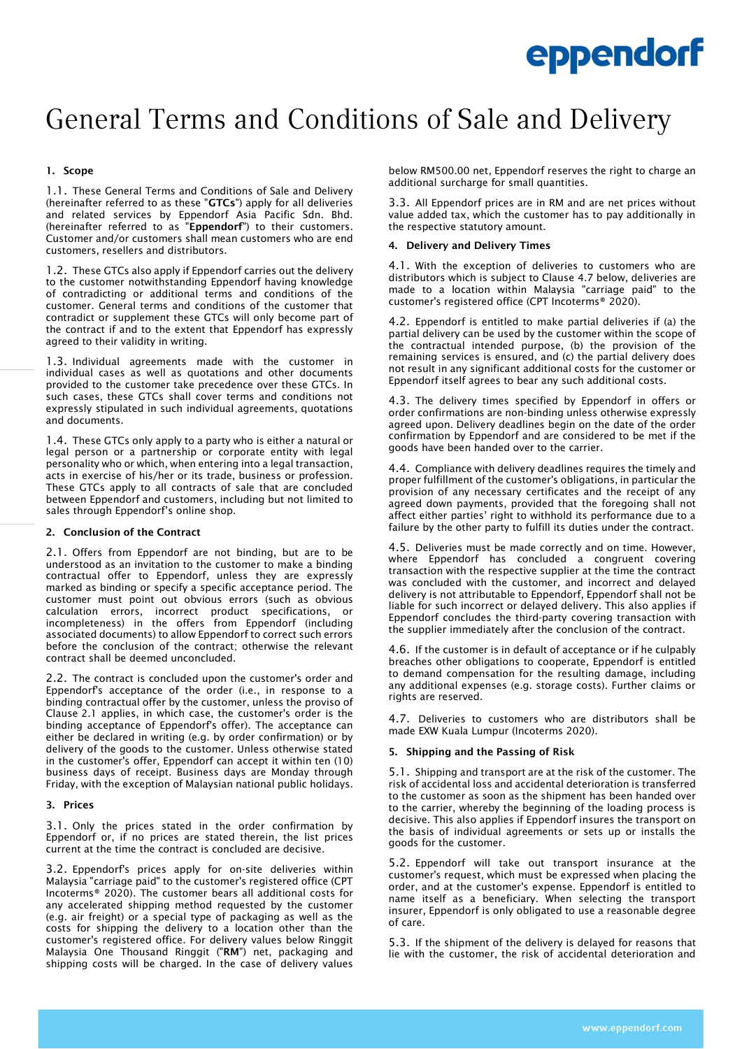# General Terms and Conditions of Sale and Delivery

## 1. Scope

1.1. These General Terms and Conditions of Sale and Delivery (hereinafter referred to as these "**GTCs**") apply for all deliveries and related services by Eppendorf Asia Pacific Sdn. Bhd. (hereinafter referred to as "**Eppendorf**") to their customers. Customer and/or customers shall mean customers who are end customers, resellers and distributors.

1.2. These GTCs also apply if Eppendorf carries out the delivery to the customer notwithstanding Eppendorf having knowledge of contradicting or additional terms and conditions of the customer. General terms and conditions of the customer that contradict or supplement these GTCs will only become part of the contract if and to the extent that Eppendorf has expressly agreed to their validity in writing.

1.3. Individual agreements made with the customer in individual cases as well as quotations and other documents provided to the customer take precedence over these GTCs. In such cases, these GTCs shall cover terms and conditions not expressly stipulated in such individual agreements, quotations and documents.

1.4. These GTCs only apply to a party who is either a natural or legal person or a partnership or corporate entity with legal personality who or which, when entering into a legal transaction, acts in exercise of his/her or its trade, business or profession. These GTCs apply to all contracts of sale that are concluded between Eppendorf and customers, including but not limited to sales through Eppendorf's online shop.

## 2. Conclusion of the Contract

2.1. Offers from Eppendorf are not binding, but are to be understood as an invitation to the customer to make a binding contractual offer to Eppendorf, unless they are expressly marked as binding or specify a specific acceptance period. The customer must point out obvious errors (such as obvious calculation errors, incorrect product specifications, or incompleteness) in the offers from Eppendorf (including associated documents) to allow Eppendorf to correct such errors before the conclusion of the contract; otherwise the relevant contract shall be deemed unconcluded.

2.2. The contract is concluded upon the customer's order and Eppendorf's acceptance of the order (i.e., in response to a binding contractual offer by the customer, unless the proviso of Clause 2.1 applies, in which case, the customer's order is the binding acceptance of Eppendorf's offer). The acceptance can either be declared in writing (e.g. by order confirmation) or by delivery of the goods to the customer. Unless otherwise stated in the customer's offer, Eppendorf can accept it within ten (10) business days of receipt. Business days are Monday through Friday, with the exception of Malaysian national public holidays.

## 3. Prices

3.1. Only the prices stated in the order confirmation by Eppendorf or, if no prices are stated therein, the list prices current at the time the contract is concluded are decisive.

3.2. Eppendorf's prices apply for on-site deliveries within Malaysia "carriage paid" to the customer's registered office (CPT Incoterms® 2020). The customer bears all additional costs for any accelerated shipping method requested by the customer (e.g. air freight) or a special type of packaging as well as the costs for shipping the delivery to a location other than the customer's registered office. For delivery values below Ringgit Malaysia One Thousand Ringgit ("**RM**") net, packaging and shipping costs will be charged. In the case of delivery values below RM500.00 net, Eppendorf reserves the right to charge an additional surcharge for small quantities.

3.3. All Eppendorf prices are in RM and are net prices without value added tax, which the customer has to pay additionally in the respective statutory amount.

## 4. Delivery and Delivery Times

4.1. With the exception of deliveries to customers who are distributors which is subject to Clause 4.7 below, deliveries are made to a location within Malaysia "carriage paid" to the customer's registered office (CPT Incoterms® 2020).

4.2. Eppendorf is entitled to make partial deliveries if (a) the partial delivery can be used by the customer within the scope of the contractual intended purpose, (b) the provision of the remaining services is ensured, and (c) the partial delivery does not result in any significant additional costs for the customer or Eppendorf itself agrees to bear any such additional costs.

4.3. The delivery times specified by Eppendorf in offers or order confirmations are non-binding unless otherwise expressly agreed upon. Delivery deadlines begin on the date of the order confirmation by Eppendorf and are considered to be met if the goods have been handed over to the carrier.

4.4. Compliance with delivery deadlines requires the timely and proper fulfillment of the customer's obligations, in particular the provision of any necessary certificates and the receipt of any agreed down payments, provided that the foregoing shall not affect either parties' right to withhold its performance due to a failure by the other party to fulfill its duties under the contract.

4.5. Deliveries must be made correctly and on time. However, where Eppendorf has concluded a congruent covering transaction with the respective supplier at the time the contract was concluded with the customer, and incorrect and delayed delivery is not attributable to Eppendorf, Eppendorf shall not be liable for such incorrect or delayed delivery. This also applies if Eppendorf concludes the third-party covering transaction with the supplier immediately after the conclusion of the contract.

4.6. If the customer is in default of acceptance or if he culpably breaches other obligations to cooperate, Eppendorf is entitled to demand compensation for the resulting damage, including any additional expenses (e.g. storage costs). Further claims or rights are reserved.

4.7. Deliveries to customers who are distributors shall be made EXW Kuala Lumpur (Incoterms 2020).

## 5. Shipping and the Passing of Risk

5.1. Shipping and transport are at the risk of the customer. The risk of accidental loss and accidental deterioration is transferred to the customer as soon as the shipment has been handed over to the carrier, whereby the beginning of the loading process is decisive. This also applies if Eppendorf insures the transport on the basis of individual agreements or sets up or installs the goods for the customer.

5.2. Eppendorf will take out transport insurance at the customer's request, which must be expressed when placing the order, and at the customer's expense. Eppendorf is entitled to name itself as a beneficiary. When selecting the transport insurer, Eppendorf is only obligated to use a reasonable degree of care.

5.3. If the shipment of the delivery is delayed for reasons that lie with the customer, the risk of accidental deterioration and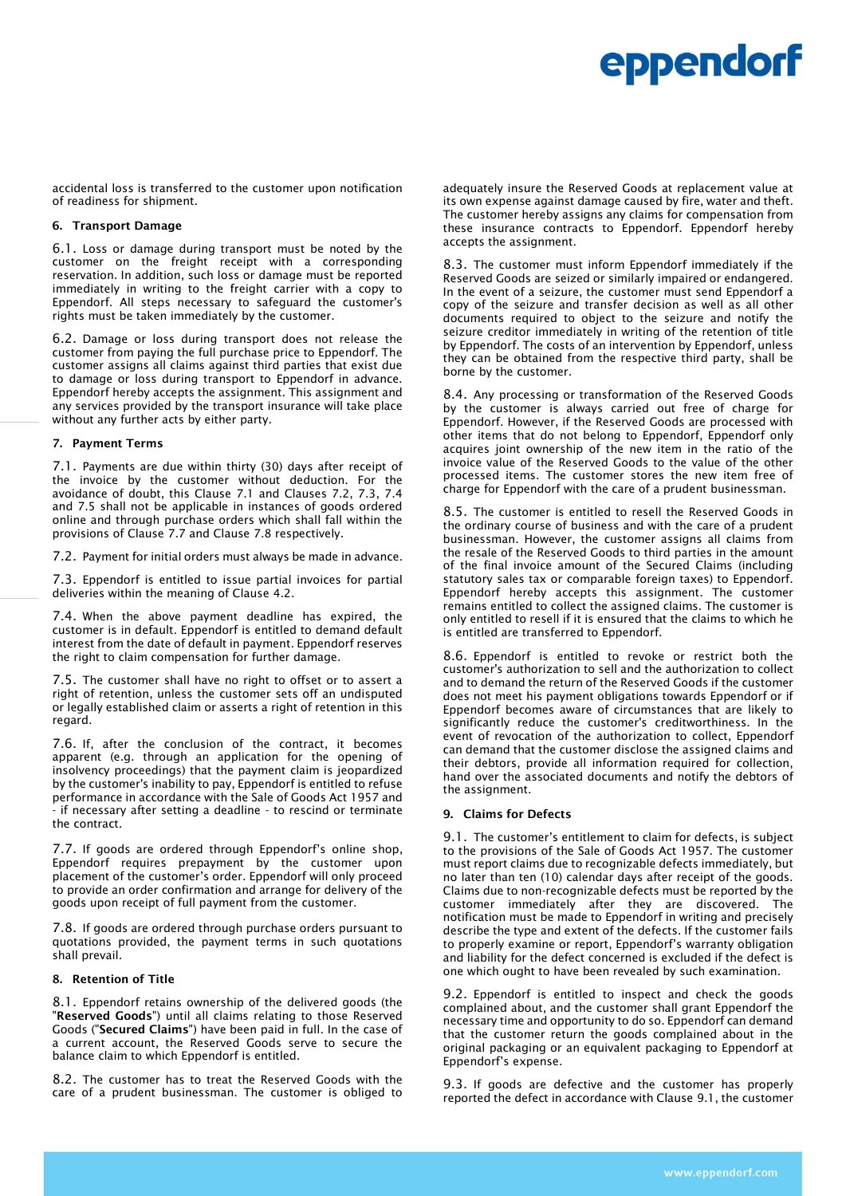accidental loss is transferred to the customer upon notification of readiness for shipment.

## 6. Transport Damage

6.1. Loss or damage during transport must be noted by the customer on the freight receipt with a corresponding reservation. In addition, such loss or damage must be reported immediately in writing to the freight carrier with a copy to Eppendorf. All steps necessary to safeguard the customer's rights must be taken immediately by the customer.

6.2. Damage or loss during transport does not release the customer from paying the full purchase price to Eppendorf. The customer assigns all claims against third parties that exist due to damage or loss during transport to Eppendorf in advance. Eppendorf hereby accepts the assignment. This assignment and any services provided by the transport insurance will take place without any further acts by either party.

## 7. Payment Terms

7.1. Payments are due within thirty (30) days after receipt of the invoice by the customer without deduction. For the avoidance of doubt, this Clause 7.1 and Clauses 7.2, 7.3, 7.4 and 7.5 shall not be applicable in instances of goods ordered online and through purchase orders which shall fall within the provisions of Clause 7.7 and Clause 7.8 respectively.

7.2. Payment for initial orders must always be made in advance.

7.3. Eppendorf is entitled to issue partial invoices for partial deliveries within the meaning of Clause 4.2.

7.4. When the above payment deadline has expired, the customer is in default. Eppendorf is entitled to demand default interest from the date of default in payment. Eppendorf reserves the right to claim compensation for further damage.

7.5. The customer shall have no right to offset or to assert a right of retention, unless the customer sets off an undisputed or legally established claim or asserts a right of retention in this regard.

7.6. If, after the conclusion of the contract, it becomes apparent (e.g. through an application for the opening of insolvency proceedings) that the payment claim is jeopardized by the customer's inability to pay, Eppendorf is entitled to refuse performance in accordance with the Sale of Goods Act 1957 and - if necessary after setting a deadline - to rescind or terminate the contract.

7.7. If goods are ordered through Eppendorf's online shop, Eppendorf requires prepayment by the customer upon placement of the customer's order. Eppendorf will only proceed to provide an order confirmation and arrange for delivery of the goods upon receipt of full payment from the customer.

7.8. If goods are ordered through purchase orders pursuant to quotations provided, the payment terms in such quotations shall prevail.

## 8. Retention of Title

8.1. Eppendorf retains ownership of the delivered goods (the "**Reserved Goods**") until all claims relating to those Reserved Goods ("**Secured Claims**") have been paid in full. In the case of a current account, the Reserved Goods serve to secure the balance claim to which Eppendorf is entitled.

8.2. The customer has to treat the Reserved Goods with the care of a prudent businessman. The customer is obliged to adequately insure the Reserved Goods at replacement value at its own expense against damage caused by fire, water and theft. The customer hereby assigns any claims for compensation from these insurance contracts to Eppendorf. Eppendorf hereby accepts the assignment.

8.3. The customer must inform Eppendorf immediately if the Reserved Goods are seized or similarly impaired or endangered. In the event of a seizure, the customer must send Eppendorf a copy of the seizure and transfer decision as well as all other documents required to object to the seizure and notify the seizure creditor immediately in writing of the retention of title by Eppendorf. The costs of an intervention by Eppendorf, unless they can be obtained from the respective third party, shall be borne by the customer.

8.4. Any processing or transformation of the Reserved Goods by the customer is always carried out free of charge for Eppendorf. However, if the Reserved Goods are processed with other items that do not belong to Eppendorf, Eppendorf only acquires joint ownership of the new item in the ratio of the invoice value of the Reserved Goods to the value of the other processed items. The customer stores the new item free of charge for Eppendorf with the care of a prudent businessman.

8.5. The customer is entitled to resell the Reserved Goods in the ordinary course of business and with the care of a prudent businessman. However, the customer assigns all claims from the resale of the Reserved Goods to third parties in the amount of the final invoice amount of the Secured Claims (including statutory sales tax or comparable foreign taxes) to Eppendorf. Eppendorf hereby accepts this assignment. The customer remains entitled to collect the assigned claims. The customer is only entitled to resell if it is ensured that the claims to which he is entitled are transferred to Eppendorf.

8.6. Eppendorf is entitled to revoke or restrict both the customer's authorization to sell and the authorization to collect and to demand the return of the Reserved Goods if the customer does not meet his payment obligations towards Eppendorf or if Eppendorf becomes aware of circumstances that are likely to significantly reduce the customer's creditworthiness. In the event of revocation of the authorization to collect, Eppendorf can demand that the customer disclose the assigned claims and their debtors, provide all information required for collection, hand over the associated documents and notify the debtors of the assignment.

## 9. Claims for Defects

9.1. The customer's entitlement to claim for defects, is subject to the provisions of the Sale of Goods Act 1957. The customer must report claims due to recognizable defects immediately, but no later than ten (10) calendar days after receipt of the goods. Claims due to non-recognizable defects must be reported by the customer immediately after they are discovered. The notification must be made to Eppendorf in writing and precisely describe the type and extent of the defects. If the customer fails to properly examine or report, Eppendorf's warranty obligation and liability for the defect concerned is excluded if the defect is one which ought to have been revealed by such examination.

9.2. Eppendorf is entitled to inspect and check the goods complained about, and the customer shall grant Eppendorf the necessary time and opportunity to do so. Eppendorf can demand that the customer return the goods complained about in the original packaging or an equivalent packaging to Eppendorf at Eppendorf's expense.

9.3. If goods are defective and the customer has properly reported the defect in accordance with Clause 9.1, the customer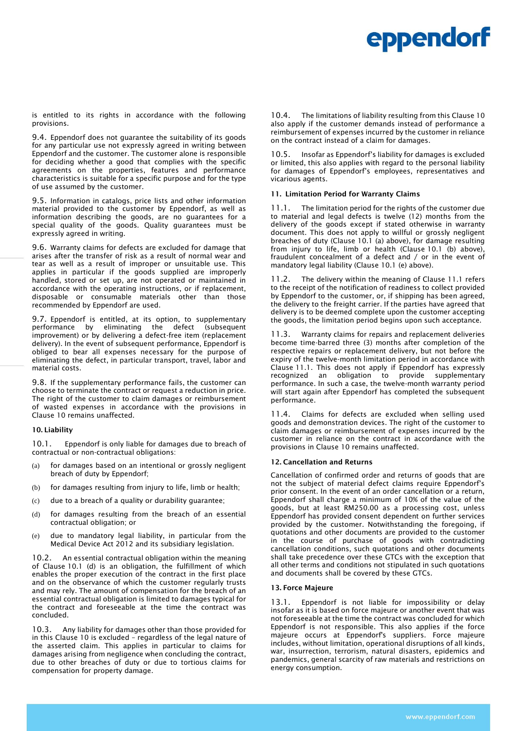is entitled to its rights in accordance with the following provisions.

9.4. Eppendorf does not guarantee the suitability of its goods for any particular use not expressly agreed in writing between Eppendorf and the customer. The customer alone is responsible for deciding whether a good that complies with the specific agreements on the properties, features and performance characteristics is suitable for a specific purpose and for the type of use assumed by the customer.

9.5. Information in catalogs, price lists and other information material provided to the customer by Eppendorf, as well as information describing the goods, are no guarantees for a special quality of the goods. Quality guarantees must be expressly agreed in writing.

9.6. Warranty claims for defects are excluded for damage that arises after the transfer of risk as a result of normal wear and tear as well as a result of improper or unsuitable use. This applies in particular if the goods supplied are improperly handled, stored or set up, are not operated or maintained in accordance with the operating instructions, or if replacement, disposable or consumable materials other than those recommended by Eppendorf are used.

9.7. Eppendorf is entitled, at its option, to supplementary performance by eliminating the defect (subsequent improvement) or by delivering a defect-free item (replacement delivery). In the event of subsequent performance, Eppendorf is obliged to bear all expenses necessary for the purpose of eliminating the defect, in particular transport, travel, labor and material costs.

9.8. If the supplementary performance fails, the customer can choose to terminate the contract or request a reduction in price. The right of the customer to claim damages or reimbursement of wasted expenses in accordance with the provisions in Clause 10 remains unaffected.

#### 10. Liability

10.1. Eppendorf is only liable for damages due to breach of contractual or non-contractual obligations:

(a) for damages based on an intentional or grossly negligent breach of duty by Eppendorf;

(b) for damages resulting from injury to life, limb or health;

(c) due to a breach of a quality or durability guarantee;

(d) for damages resulting from the breach of an essential contractual obligation; or

(e) due to mandatory legal liability, in particular from the Medical Device Act 2012 and its subsidiary legislation.

10.2. An essential contractual obligation within the meaning of Clause 10.1 (d) is an obligation, the fulfillment of which enables the proper execution of the contract in the first place and on the observance of which the customer regularly trusts and may rely. The amount of compensation for the breach of an essential contractual obligation is limited to damages typical for the contract and foreseeable at the time the contract was concluded.

10.3. Any liability for damages other than those provided for in this Clause 10 is excluded – regardless of the legal nature of the asserted claim. This applies in particular to claims for damages arising from negligence when concluding the contract, due to other breaches of duty or due to tortious claims for compensation for property damage.

10.4. The limitations of liability resulting from this Clause 10 also apply if the customer demands instead of performance a reimbursement of expenses incurred by the customer in reliance on the contract instead of a claim for damages.

10.5. Insofar as Eppendorf's liability for damages is excluded or limited, this also applies with regard to the personal liability for damages of Eppendorf's employees, representatives and vicarious agents.

#### 11. Limitation Period for Warranty Claims

11.1. The limitation period for the rights of the customer due to material and legal defects is twelve (12) months from the delivery of the goods except if stated otherwise in warranty document. This does not apply to willful or grossly negligent breaches of duty (Clause 10.1 (a) above), for damage resulting from injury to life, limb or health (Clause 10.1 (b) above), fraudulent concealment of a defect and / or in the event of mandatory legal liability (Clause 10.1 (e) above).

11.2. The delivery within the meaning of Clause 11.1 refers to the receipt of the notification of readiness to collect provided by Eppendorf to the customer, or, if shipping has been agreed, the delivery to the freight carrier. If the parties have agreed that delivery is to be deemed complete upon the customer accepting the goods, the limitation period begins upon such acceptance.

11.3. Warranty claims for repairs and replacement deliveries become time-barred three (3) months after completion of the respective repairs or replacement delivery, but not before the expiry of the twelve-month limitation period in accordance with Clause 11.1. This does not apply if Eppendorf has expressly recognized an obligation to provide supplementary performance. In such a case, the twelve-month warranty period will start again after Eppendorf has completed the subsequent performance.

11.4. Claims for defects are excluded when selling used goods and demonstration devices. The right of the customer to claim damages or reimbursement of expenses incurred by the customer in reliance on the contract in accordance with the provisions in Clause 10 remains unaffected.

#### 12. Cancellation and Returns

Cancellation of confirmed order and returns of goods that are not the subject of material defect claims require Eppendorf's prior consent. In the event of an order cancellation or a return, Eppendorf shall charge a minimum of 10% of the value of the goods, but at least RM250.00 as a processing cost, unless Eppendorf has provided consent dependent on further services provided by the customer. Notwithstanding the foregoing, if quotations and other documents are provided to the customer in the course of purchase of goods with contradicting cancellation conditions, such quotations and other documents shall take precedence over these GTCs with the exception that all other terms and conditions not stipulated in such quotations and documents shall be covered by these GTCs.

#### 13. Force Majeure

13.1. Eppendorf is not liable for impossibility or delay insofar as it is based on force majeure or another event that was not foreseeable at the time the contract was concluded for which Eppendorf is not responsible. This also applies if the force majeure occurs at Eppendorf's suppliers. Force majeure includes, without limitation, operational disruptions of all kinds, war, insurrection, terrorism, natural disasters, epidemics and pandemics, general scarcity of raw materials and restrictions on energy consumption.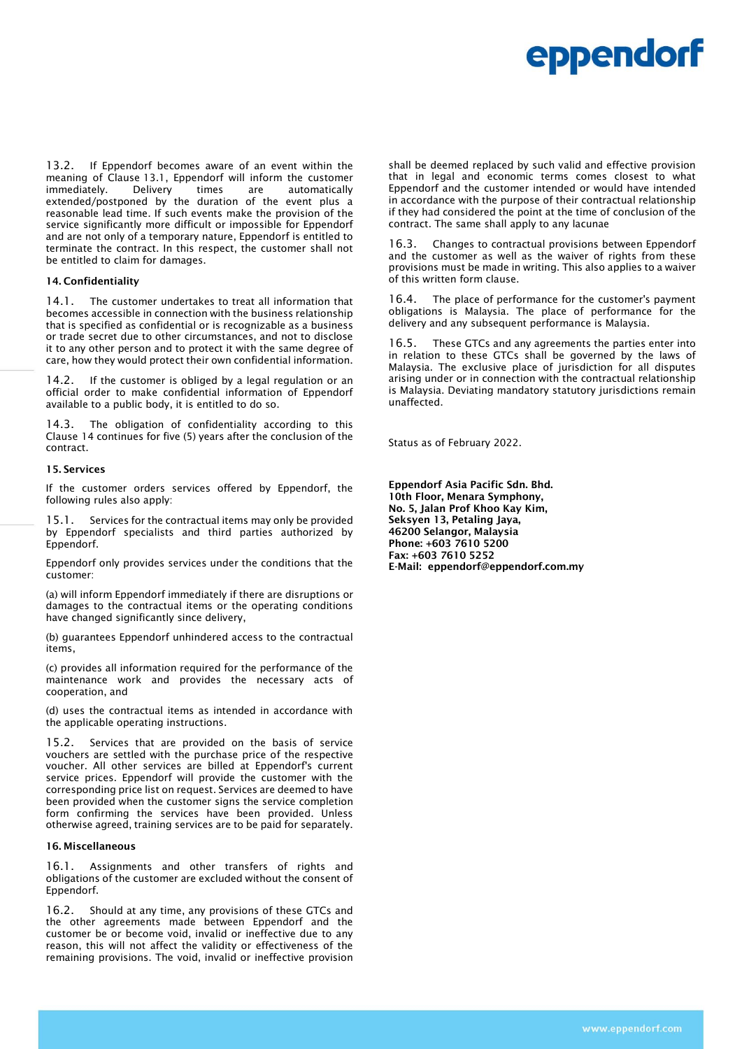13.2. If Eppendorf becomes aware of an event within the meaning of Clause 13.1, Eppendorf will inform the customer immediately. Delivery times are automatically extended/postponed by the duration of the event plus a reasonable lead time. If such events make the provision of the service significantly more difficult or impossible for Eppendorf and are not only of a temporary nature, Eppendorf is entitled to terminate the contract. In this respect, the customer shall not be entitled to claim for damages.

### 14. Confidentiality

14.1. The customer undertakes to treat all information that becomes accessible in connection with the business relationship that is specified as confidential or is recognizable as a business or trade secret due to other circumstances, and not to disclose it to any other person and to protect it with the same degree of care, how they would protect their own confidential information.

14.2. If the customer is obliged by a legal regulation or an official order to make confidential information of Eppendorf available to a public body, it is entitled to do so.

14.3. The obligation of confidentiality according to this Clause 14 continues for five (5) years after the conclusion of the contract.

### 15. Services

If the customer orders services offered by Eppendorf, the following rules also apply:

15.1. Services for the contractual items may only be provided by Eppendorf specialists and third parties authorized by Eppendorf.

Eppendorf only provides services under the conditions that the customer:

(a) will inform Eppendorf immediately if there are disruptions or damages to the contractual items or the operating conditions have changed significantly since delivery,

(b) guarantees Eppendorf unhindered access to the contractual items,

(c) provides all information required for the performance of the maintenance work and provides the necessary acts of cooperation, and

(d) uses the contractual items as intended in accordance with the applicable operating instructions.

15.2. Services that are provided on the basis of service vouchers are settled with the purchase price of the respective voucher. All other services are billed at Eppendorf's current service prices. Eppendorf will provide the customer with the corresponding price list on request. Services are deemed to have been provided when the customer signs the service completion form confirming the services have been provided. Unless otherwise agreed, training services are to be paid for separately.

### 16. Miscellaneous

16.1. Assignments and other transfers of rights and obligations of the customer are excluded without the consent of Eppendorf.

16.2. Should at any time, any provisions of these GTCs and the other agreements made between Eppendorf and the customer be or become void, invalid or ineffective due to any reason, this will not affect the validity or effectiveness of the remaining provisions. The void, invalid or ineffective provision shall be deemed replaced by such valid and effective provision that in legal and economic terms comes closest to what Eppendorf and the customer intended or would have intended in accordance with the purpose of their contractual relationship if they had considered the point at the time of conclusion of the contract. The same shall apply to any lacunae

16.3. Changes to contractual provisions between Eppendorf and the customer as well as the waiver of rights from these provisions must be made in writing. This also applies to a waiver of this written form clause.

16.4. The place of performance for the customer's payment obligations is Malaysia. The place of performance for the delivery and any subsequent performance is Malaysia.

16.5. These GTCs and any agreements the parties enter into in relation to these GTCs shall be governed by the laws of Malaysia. The exclusive place of jurisdiction for all disputes arising under or in connection with the contractual relationship is Malaysia. Deviating mandatory statutory jurisdictions remain unaffected.

Status as of February 2022.

**Eppendorf Asia Pacific Sdn. Bhd.**
**10th Floor, Menara Symphony,**
**No. 5, Jalan Prof Khoo Kay Kim,**
**Seksyen 13, Petaling Jaya,**
**46200 Selangor, Malaysia**
**Phone: +603 7610 5200**
**Fax: +603 7610 5252**
**E-Mail: eppendorf@eppendorf.com.my**